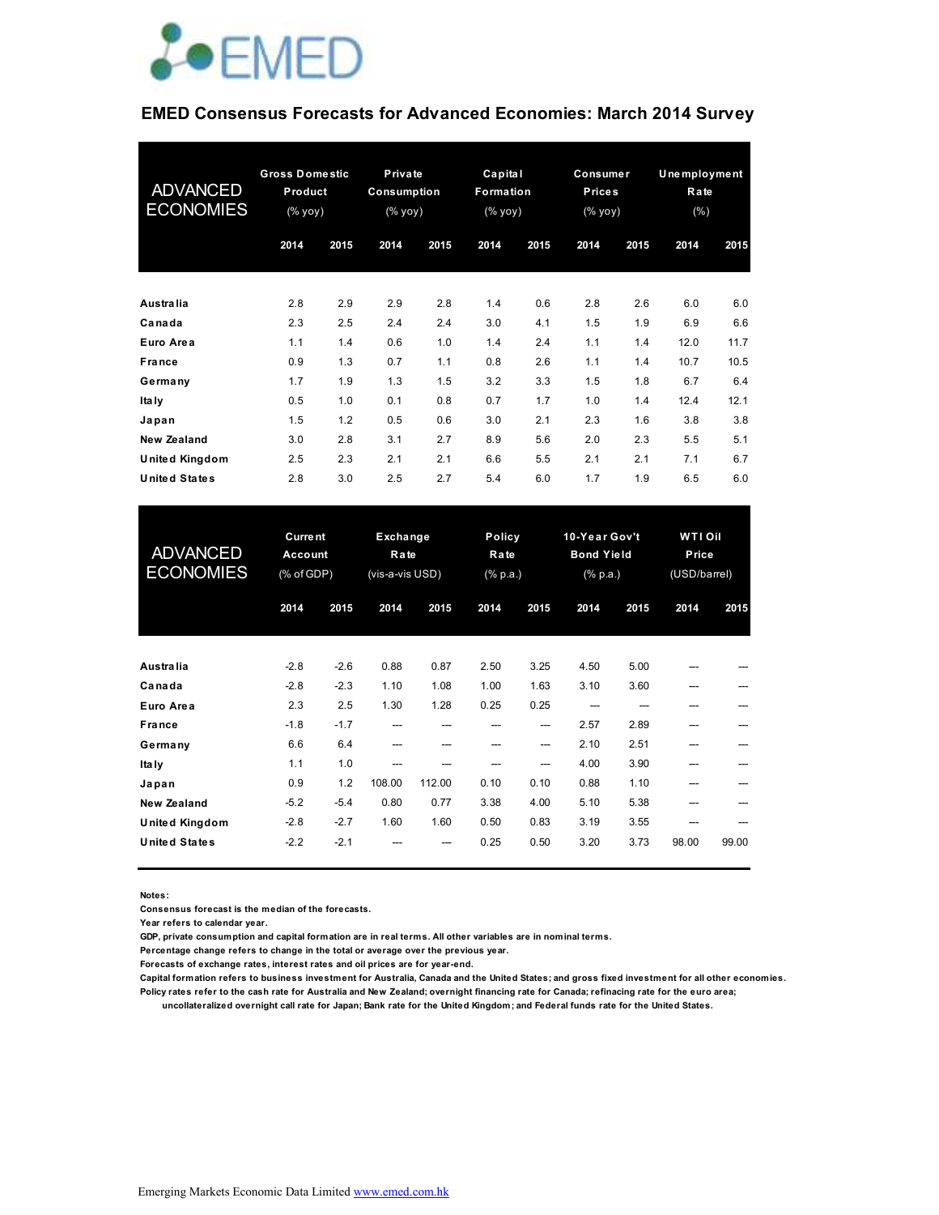# EMED Consensus Forecasts for Advanced Economies: March 2014 Survey

| ADVANCED ECONOMIES | Gross Domestic Product (% yoy) | | Private Consumption (% yoy) | | Capital Formation (% yoy) | | Consumer Prices (% yoy) | | Unemployment Rate (%) | |
|---|---|---|---|---|---|---|---|---|---|---|
| | 2014 | 2015 | 2014 | 2015 | 2014 | 2015 | 2014 | 2015 | 2014 | 2015 |
| Australia | 2.8 | 2.9 | 2.9 | 2.8 | 1.4 | 0.6 | 2.8 | 2.6 | 6.0 | 6.0 |
| Canada | 2.3 | 2.5 | 2.4 | 2.4 | 3.0 | 4.1 | 1.5 | 1.9 | 6.9 | 6.6 |
| Euro Area | 1.1 | 1.4 | 0.6 | 1.0 | 1.4 | 2.4 | 1.1 | 1.4 | 12.0 | 11.7 |
| France | 0.9 | 1.3 | 0.7 | 1.1 | 0.8 | 2.6 | 1.1 | 1.4 | 10.7 | 10.5 |
| Germany | 1.7 | 1.9 | 1.3 | 1.5 | 3.2 | 3.3 | 1.5 | 1.8 | 6.7 | 6.4 |
| Italy | 0.5 | 1.0 | 0.1 | 0.8 | 0.7 | 1.7 | 1.0 | 1.4 | 12.4 | 12.1 |
| Japan | 1.5 | 1.2 | 0.5 | 0.6 | 3.0 | 2.1 | 2.3 | 1.6 | 3.8 | 3.8 |
| New Zealand | 3.0 | 2.8 | 3.1 | 2.7 | 8.9 | 5.6 | 2.0 | 2.3 | 5.5 | 5.1 |
| United Kingdom | 2.5 | 2.3 | 2.1 | 2.1 | 6.6 | 5.5 | 2.1 | 2.1 | 7.1 | 6.7 |
| United States | 2.8 | 3.0 | 2.5 | 2.7 | 5.4 | 6.0 | 1.7 | 1.9 | 6.5 | 6.0 |

| ADVANCED ECONOMIES | Current Account (% of GDP) | | Exchange Rate (vis-a-vis USD) | | Policy Rate (% p.a.) | | 10-Year Gov't Bond Yield (% p.a.) | | WTI Oil Price (USD/barrel) | |
|---|---|---|---|---|---|---|---|---|---|---|
| | 2014 | 2015 | 2014 | 2015 | 2014 | 2015 | 2014 | 2015 | 2014 | 2015 |
| Australia | -2.8 | -2.6 | 0.88 | 0.87 | 2.50 | 3.25 | 4.50 | 5.00 | --- | --- |
| Canada | -2.8 | -2.3 | 1.10 | 1.08 | 1.00 | 1.63 | 3.10 | 3.60 | --- | --- |
| Euro Area | 2.3 | 2.5 | 1.30 | 1.28 | 0.25 | 0.25 | --- | --- | --- | --- |
| France | -1.8 | -1.7 | --- | --- | --- | --- | 2.57 | 2.89 | --- | --- |
| Germany | 6.6 | 6.4 | --- | --- | --- | --- | 2.10 | 2.51 | --- | --- |
| Italy | 1.1 | 1.0 | --- | --- | --- | --- | 4.00 | 3.90 | --- | --- |
| Japan | 0.9 | 1.2 | 108.00 | 112.00 | 0.10 | 0.10 | 0.88 | 1.10 | --- | --- |
| New Zealand | -5.2 | -5.4 | 0.80 | 0.77 | 3.38 | 4.00 | 5.10 | 5.38 | --- | --- |
| United Kingdom | -2.8 | -2.7 | 1.60 | 1.60 | 0.50 | 0.83 | 3.19 | 3.55 | --- | --- |
| United States | -2.2 | -2.1 | --- | --- | 0.25 | 0.50 | 3.20 | 3.73 | 98.00 | 99.00 |

**Notes:**

**Consensus forecast is the median of the forecasts.**

**Year refers to calendar year.**

**GDP, private consumption and capital formation are in real terms. All other variables are in nominal terms.**

**Percentage change refers to change in the total or average over the previous year.**

**Forecasts of exchange rates, interest rates and oil prices are for year-end.**

**Capital formation refers to business investment for Australia, Canada and the United States; and gross fixed investment for all other economies.**

**Policy rates refer to the cash rate for Australia and New Zealand; overnight financing rate for Canada; refinacing rate for the euro area; uncollateralized overnight call rate for Japan; Bank rate for the United Kingdom; and Federal funds rate for the United States.**

Emerging Markets Economic Data Limited www.emed.com.hk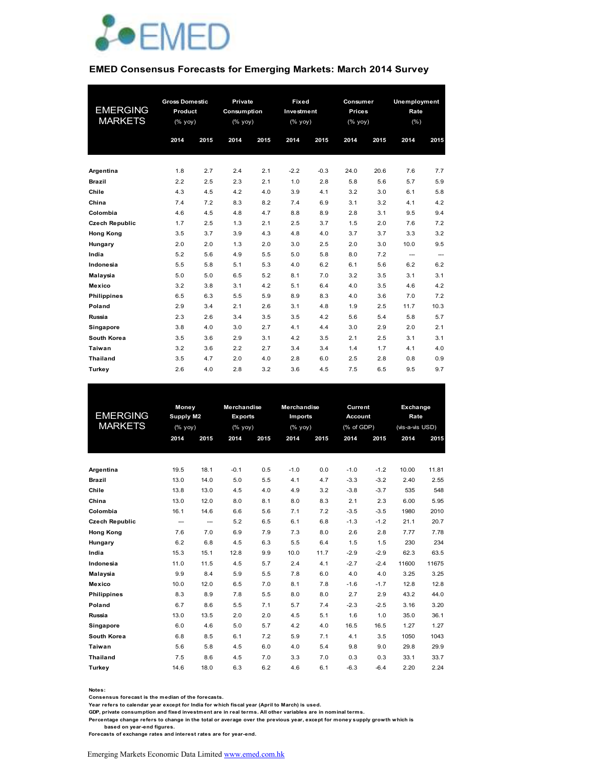EMED

## EMED Consensus Forecasts for Emerging Markets: March 2014 Survey

| EMERGING MARKETS | Gross Domestic Product (% yoy) | | Private Consumption (% yoy) | | Fixed Investment (% yoy) | | Consumer Prices (% yoy) | | Unemployment Rate (%) | |
|---|---|---|---|---|---|---|---|---|---|---|
| | 2014 | 2015 | 2014 | 2015 | 2014 | 2015 | 2014 | 2015 | 2014 | 2015 |
| **Argentina** | 1.8 | 2.7 | 2.4 | 2.1 | -2.2 | -0.3 | 24.0 | 20.6 | 7.6 | 7.7 |
| **Brazil** | 2.2 | 2.5 | 2.3 | 2.1 | 1.0 | 2.8 | 5.8 | 5.6 | 5.7 | 5.9 |
| **Chile** | 4.3 | 4.5 | 4.2 | 4.0 | 3.9 | 4.1 | 3.2 | 3.0 | 6.1 | 5.8 |
| **China** | 7.4 | 7.2 | 8.3 | 8.2 | 7.4 | 6.9 | 3.1 | 3.2 | 4.1 | 4.2 |
| **Colombia** | 4.6 | 4.5 | 4.8 | 4.7 | 8.8 | 8.9 | 2.8 | 3.1 | 9.5 | 9.4 |
| **Czech Republic** | 1.7 | 2.5 | 1.3 | 2.1 | 2.5 | 3.7 | 1.5 | 2.0 | 7.6 | 7.2 |
| **Hong Kong** | 3.5 | 3.7 | 3.9 | 4.3 | 4.8 | 4.0 | 3.7 | 3.7 | 3.3 | 3.2 |
| **Hungary** | 2.0 | 2.0 | 1.3 | 2.0 | 3.0 | 2.5 | 2.0 | 3.0 | 10.0 | 9.5 |
| **India** | 5.2 | 5.6 | 4.9 | 5.5 | 5.0 | 5.8 | 8.0 | 7.2 | --- | --- |
| **Indonesia** | 5.5 | 5.8 | 5.1 | 5.3 | 4.0 | 6.2 | 6.1 | 5.6 | 6.2 | 6.2 |
| **Malaysia** | 5.0 | 5.0 | 6.5 | 5.2 | 8.1 | 7.0 | 3.2 | 3.5 | 3.1 | 3.1 |
| **Mexico** | 3.2 | 3.8 | 3.1 | 4.2 | 5.1 | 6.4 | 4.0 | 3.5 | 4.6 | 4.2 |
| **Philippines** | 6.5 | 6.3 | 5.5 | 5.9 | 8.9 | 8.3 | 4.0 | 3.6 | 7.0 | 7.2 |
| **Poland** | 2.9 | 3.4 | 2.1 | 2.6 | 3.1 | 4.8 | 1.9 | 2.5 | 11.7 | 10.3 |
| **Russia** | 2.3 | 2.6 | 3.4 | 3.5 | 3.5 | 4.2 | 5.6 | 5.4 | 5.8 | 5.7 |
| **Singapore** | 3.8 | 4.0 | 3.0 | 2.7 | 4.1 | 4.4 | 3.0 | 2.9 | 2.0 | 2.1 |
| **South Korea** | 3.5 | 3.6 | 2.9 | 3.1 | 4.2 | 3.5 | 2.1 | 2.5 | 3.1 | 3.1 |
| **Taiwan** | 3.2 | 3.6 | 2.2 | 2.7 | 3.4 | 3.4 | 1.4 | 1.7 | 4.1 | 4.0 |
| **Thailand** | 3.5 | 4.7 | 2.0 | 4.0 | 2.8 | 6.0 | 2.5 | 2.8 | 0.8 | 0.9 |
| **Turkey** | 2.6 | 4.0 | 2.8 | 3.2 | 3.6 | 4.5 | 7.5 | 6.5 | 9.5 | 9.7 |

| EMERGING MARKETS | Money Supply M2 (% yoy) | | Merchandise Exports (% yoy) | | Merchandise Imports (% yoy) | | Current Account (% of GDP) | | Exchange Rate (vis-a-vis USD) | |
|---|---|---|---|---|---|---|---|---|---|---|
| | 2014 | 2015 | 2014 | 2015 | 2014 | 2015 | 2014 | 2015 | 2014 | 2015 |
| **Argentina** | 19.5 | 18.1 | -0.1 | 0.5 | -1.0 | 0.0 | -1.0 | -1.2 | 10.00 | 11.81 |
| **Brazil** | 13.0 | 14.0 | 5.0 | 5.5 | 4.1 | 4.7 | -3.3 | -3.2 | 2.40 | 2.55 |
| **Chile** | 13.8 | 13.0 | 4.5 | 4.0 | 4.9 | 3.2 | -3.8 | -3.7 | 535 | 548 |
| **China** | 13.0 | 12.0 | 8.0 | 8.1 | 8.0 | 8.3 | 2.1 | 2.3 | 6.00 | 5.95 |
| **Colombia** | 16.1 | 14.6 | 6.6 | 5.6 | 7.1 | 7.2 | -3.5 | -3.5 | 1980 | 2010 |
| **Czech Republic** | --- | --- | 5.2 | 6.5 | 6.1 | 6.8 | -1.3 | -1.2 | 21.1 | 20.7 |
| **Hong Kong** | 7.6 | 7.0 | 6.9 | 7.9 | 7.3 | 8.0 | 2.6 | 2.8 | 7.77 | 7.78 |
| **Hungary** | 6.2 | 6.8 | 4.5 | 6.3 | 5.5 | 6.4 | 1.5 | 1.5 | 230 | 234 |
| **India** | 15.3 | 15.1 | 12.8 | 9.9 | 10.0 | 11.7 | -2.9 | -2.9 | 62.3 | 63.5 |
| **Indonesia** | 11.0 | 11.5 | 4.5 | 5.7 | 2.4 | 4.1 | -2.7 | -2.4 | 11600 | 11675 |
| **Malaysia** | 9.9 | 8.4 | 5.9 | 5.5 | 7.8 | 6.0 | 4.0 | 4.0 | 3.25 | 3.25 |
| **Mexico** | 10.0 | 12.0 | 6.5 | 7.0 | 8.1 | 7.8 | -1.6 | -1.7 | 12.8 | 12.8 |
| **Philippines** | 8.3 | 8.9 | 7.8 | 5.5 | 8.0 | 8.0 | 2.7 | 2.9 | 43.2 | 44.0 |
| **Poland** | 6.7 | 8.6 | 5.5 | 7.1 | 5.7 | 7.4 | -2.3 | -2.5 | 3.16 | 3.20 |
| **Russia** | 13.0 | 13.5 | 2.0 | 2.0 | 4.5 | 5.1 | 1.6 | 1.0 | 35.0 | 36.1 |
| **Singapore** | 6.0 | 4.6 | 5.0 | 5.7 | 4.2 | 4.0 | 16.5 | 16.5 | 1.27 | 1.27 |
| **South Korea** | 6.8 | 8.5 | 6.1 | 7.2 | 5.9 | 7.1 | 4.1 | 3.5 | 1050 | 1043 |
| **Taiwan** | 5.6 | 5.8 | 4.5 | 6.0 | 4.0 | 5.4 | 9.8 | 9.0 | 29.8 | 29.9 |
| **Thailand** | 7.5 | 8.6 | 4.5 | 7.0 | 3.3 | 7.0 | 0.3 | 0.3 | 33.1 | 33.7 |
| **Turkey** | 14.6 | 18.0 | 6.3 | 6.2 | 4.6 | 6.1 | -6.3 | -6.4 | 2.20 | 2.24 |

**Notes:**
Consensus forecast is the median of the forecasts.
Year refers to calendar year except for India for which fiscal year (April to March) is used.
GDP, private consumption and fixed investment are in real terms. All other variables are in nominal terms.
Percentage change refers to change in the total or average over the previous year, except for money supply growth which is based on year-end figures.
Forecasts of exchange rates and interest rates are for year-end.

Emerging Markets Economic Data Limited www.emed.com.hk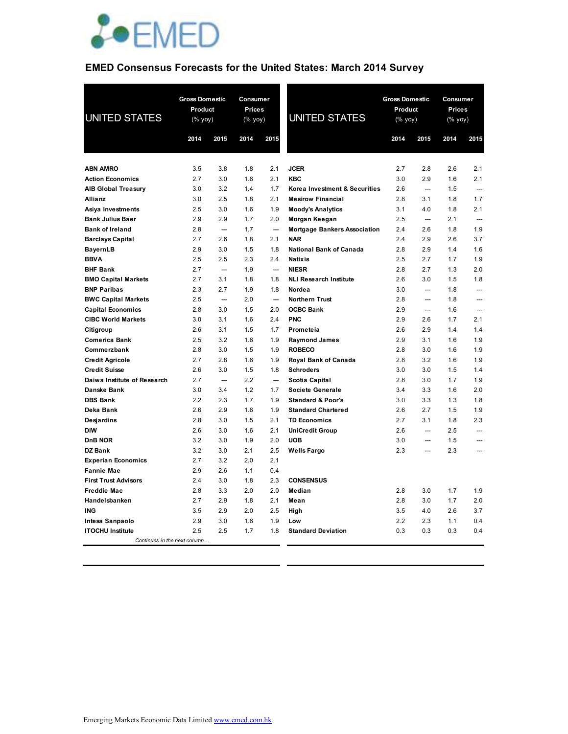EMED

## EMED Consensus Forecasts for the United States: March 2014 Survey

| UNITED STATES | Gross Domestic Product (% yoy) | | Consumer Prices (% yoy) | |
|---|---|---|---|---|
| | 2014 | 2015 | 2014 | 2015 |
| **ABN AMRO** | 3.5 | 3.8 | 1.8 | 2.1 |
| **Action Economics** | 2.7 | 3.0 | 1.6 | 2.1 |
| **AIB Global Treasury** | 3.0 | 3.2 | 1.4 | 1.7 |
| **Allianz** | 3.0 | 2.5 | 1.8 | 2.1 |
| **Asiya Investments** | 2.5 | 3.0 | 1.6 | 1.9 |
| **Bank Julius Baer** | 2.9 | 2.9 | 1.7 | 2.0 |
| **Bank of Ireland** | 2.8 | --- | 1.7 | --- |
| **Barclays Capital** | 2.7 | 2.6 | 1.8 | 2.1 |
| **BayernLB** | 2.9 | 3.0 | 1.5 | 1.8 |
| **BBVA** | 2.5 | 2.5 | 2.3 | 2.4 |
| **BHF Bank** | 2.7 | --- | 1.9 | --- |
| **BMO Capital Markets** | 2.7 | 3.1 | 1.8 | 1.8 |
| **BNP Paribas** | 2.3 | 2.7 | 1.9 | 1.8 |
| **BWC Capital Markets** | 2.5 | --- | 2.0 | --- |
| **Capital Economics** | 2.8 | 3.0 | 1.5 | 2.0 |
| **CIBC World Markets** | 3.0 | 3.1 | 1.6 | 2.4 |
| **Citigroup** | 2.6 | 3.1 | 1.5 | 1.7 |
| **Comerica Bank** | 2.5 | 3.2 | 1.6 | 1.9 |
| **Commerzbank** | 2.8 | 3.0 | 1.5 | 1.9 |
| **Credit Agricole** | 2.7 | 2.8 | 1.6 | 1.9 |
| **Credit Suisse** | 2.6 | 3.0 | 1.5 | 1.8 |
| **Daiwa Institute of Research** | 2.7 | --- | 2.2 | --- |
| **Danske Bank** | 3.0 | 3.4 | 1.2 | 1.7 |
| **DBS Bank** | 2.2 | 2.3 | 1.7 | 1.9 |
| **Deka Bank** | 2.6 | 2.9 | 1.6 | 1.9 |
| **Desjardins** | 2.8 | 3.0 | 1.5 | 2.1 |
| **DIW** | 2.6 | 3.0 | 1.6 | 2.1 |
| **DnB NOR** | 3.2 | 3.0 | 1.9 | 2.0 |
| **DZ Bank** | 3.2 | 3.0 | 2.1 | 2.5 |
| **Experian Economics** | 2.7 | 3.2 | 2.0 | 2.1 |
| **Fannie Mae** | 2.9 | 2.6 | 1.1 | 0.4 |
| **First Trust Advisors** | 2.4 | 3.0 | 1.8 | 2.3 |
| **Freddie Mac** | 2.8 | 3.3 | 2.0 | 2.0 |
| **Handelsbanken** | 2.7 | 2.9 | 1.8 | 2.1 |
| **ING** | 3.5 | 2.9 | 2.0 | 2.5 |
| **Intesa Sanpaolo** | 2.9 | 3.0 | 1.6 | 1.9 |
| **ITOCHU Institute** | 2.5 | 2.5 | 1.7 | 1.8 |
| **JCER** | 2.7 | 2.8 | 2.6 | 2.1 |
| **KBC** | 3.0 | 2.9 | 1.6 | 2.1 |
| **Korea Investment & Securities** | 2.6 | --- | 1.5 | --- |
| **Mesirow Financial** | 2.8 | 3.1 | 1.8 | 1.7 |
| **Moody's Analytics** | 3.1 | 4.0 | 1.8 | 2.1 |
| **Morgan Keegan** | 2.5 | --- | 2.1 | --- |
| **Mortgage Bankers Association** | 2.4 | 2.6 | 1.8 | 1.9 |
| **NAR** | 2.4 | 2.9 | 2.6 | 3.7 |
| **National Bank of Canada** | 2.8 | 2.9 | 1.4 | 1.6 |
| **Natixis** | 2.5 | 2.7 | 1.7 | 1.9 |
| **NIESR** | 2.8 | 2.7 | 1.3 | 2.0 |
| **NLI Research Institute** | 2.6 | 3.0 | 1.5 | 1.8 |
| **Nordea** | 3.0 | --- | 1.8 | --- |
| **Northern Trust** | 2.8 | --- | 1.8 | --- |
| **OCBC Bank** | 2.9 | --- | 1.6 | --- |
| **PNC** | 2.9 | 2.6 | 1.7 | 2.1 |
| **Prometeia** | 2.6 | 2.9 | 1.4 | 1.4 |
| **Raymond James** | 2.9 | 3.1 | 1.6 | 1.9 |
| **ROBECO** | 2.8 | 3.0 | 1.6 | 1.9 |
| **Royal Bank of Canada** | 2.8 | 3.2 | 1.6 | 1.9 |
| **Schroders** | 3.0 | 3.0 | 1.5 | 1.4 |
| **Scotia Capital** | 2.8 | 3.0 | 1.7 | 1.9 |
| **Societe Generale** | 3.4 | 3.3 | 1.6 | 2.0 |
| **Standard & Poor's** | 3.0 | 3.3 | 1.3 | 1.8 |
| **Standard Chartered** | 2.6 | 2.7 | 1.5 | 1.9 |
| **TD Economics** | 2.7 | 3.1 | 1.8 | 2.3 |
| **UniCredit Group** | 2.6 | --- | 2.5 | --- |
| **UOB** | 3.0 | --- | 1.5 | --- |
| **Wells Fargo** | 2.3 | --- | 2.3 | --- |
| **CONSENSUS** | | | | |
| **Median** | 2.8 | 3.0 | 1.7 | 1.9 |
| **Mean** | 2.8 | 3.0 | 1.7 | 2.0 |
| **High** | 3.5 | 4.0 | 2.6 | 3.7 |
| **Low** | 2.2 | 2.3 | 1.1 | 0.4 |
| **Standard Deviation** | 0.3 | 0.3 | 0.3 | 0.4 |

Emerging Markets Economic Data Limited www.emed.com.hk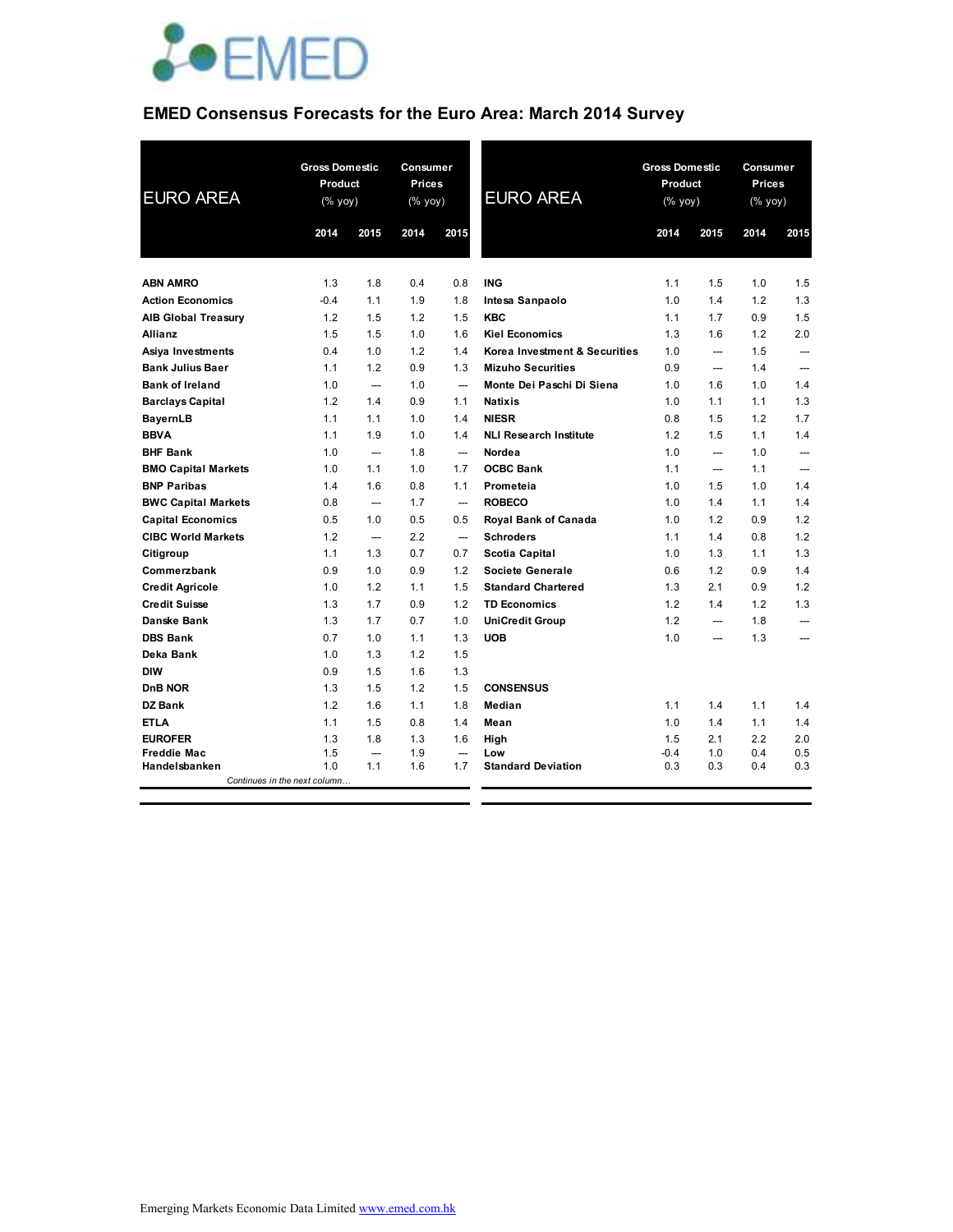# EMED Consensus Forecasts for the Euro Area: March 2014 Survey

| EURO AREA | Gross Domestic Product (% yoy) | | Consumer Prices (% yoy) | |
|---|---|---|---|---|
| | 2014 | 2015 | 2014 | 2015 |
| ABN AMRO | 1.3 | 1.8 | 0.4 | 0.8 |
| Action Economics | -0.4 | 1.1 | 1.9 | 1.8 |
| AIB Global Treasury | 1.2 | 1.5 | 1.2 | 1.5 |
| Allianz | 1.5 | 1.5 | 1.0 | 1.6 |
| Asiya Investments | 0.4 | 1.0 | 1.2 | 1.4 |
| Bank Julius Baer | 1.1 | 1.2 | 0.9 | 1.3 |
| Bank of Ireland | 1.0 | --- | 1.0 | --- |
| Barclays Capital | 1.2 | 1.4 | 0.9 | 1.1 |
| BayernLB | 1.1 | 1.1 | 1.0 | 1.4 |
| BBVA | 1.1 | 1.9 | 1.0 | 1.4 |
| BHF Bank | 1.0 | --- | 1.8 | --- |
| BMO Capital Markets | 1.0 | 1.1 | 1.0 | 1.7 |
| BNP Paribas | 1.4 | 1.6 | 0.8 | 1.1 |
| BWC Capital Markets | 0.8 | --- | 1.7 | --- |
| Capital Economics | 0.5 | 1.0 | 0.5 | 0.5 |
| CIBC World Markets | 1.2 | --- | 2.2 | --- |
| Citigroup | 1.1 | 1.3 | 0.7 | 0.7 |
| Commerzbank | 0.9 | 1.0 | 0.9 | 1.2 |
| Credit Agricole | 1.0 | 1.2 | 1.1 | 1.5 |
| Credit Suisse | 1.3 | 1.7 | 0.9 | 1.2 |
| Danske Bank | 1.3 | 1.7 | 0.7 | 1.0 |
| DBS Bank | 0.7 | 1.0 | 1.1 | 1.3 |
| Deka Bank | 1.0 | 1.3 | 1.2 | 1.5 |
| DIW | 0.9 | 1.5 | 1.6 | 1.3 |
| DnB NOR | 1.3 | 1.5 | 1.2 | 1.5 |
| DZ Bank | 1.2 | 1.6 | 1.1 | 1.8 |
| ETLA | 1.1 | 1.5 | 0.8 | 1.4 |
| EUROFER | 1.3 | 1.8 | 1.3 | 1.6 |
| Freddie Mac | 1.5 | --- | 1.9 | --- |
| Handelsbanken | 1.0 | 1.1 | 1.6 | 1.7 |
| ING | 1.1 | 1.5 | 1.0 | 1.5 |
| Intesa Sanpaolo | 1.0 | 1.4 | 1.2 | 1.3 |
| KBC | 1.1 | 1.7 | 0.9 | 1.5 |
| Kiel Economics | 1.3 | 1.6 | 1.2 | 2.0 |
| Korea Investment & Securities | 1.0 | --- | 1.5 | --- |
| Mizuho Securities | 0.9 | --- | 1.4 | --- |
| Monte Dei Paschi Di Siena | 1.0 | 1.6 | 1.0 | 1.4 |
| Natixis | 1.0 | 1.1 | 1.1 | 1.3 |
| NIESR | 0.8 | 1.5 | 1.2 | 1.7 |
| NLI Research Institute | 1.2 | 1.5 | 1.1 | 1.4 |
| Nordea | 1.0 | --- | 1.0 | --- |
| OCBC Bank | 1.1 | --- | 1.1 | --- |
| Prometeia | 1.0 | 1.5 | 1.0 | 1.4 |
| ROBECO | 1.0 | 1.4 | 1.1 | 1.4 |
| Royal Bank of Canada | 1.0 | 1.2 | 0.9 | 1.2 |
| Schroders | 1.1 | 1.4 | 0.8 | 1.2 |
| Scotia Capital | 1.0 | 1.3 | 1.1 | 1.3 |
| Societe Generale | 0.6 | 1.2 | 0.9 | 1.4 |
| Standard Chartered | 1.3 | 2.1 | 0.9 | 1.2 |
| TD Economics | 1.2 | 1.4 | 1.2 | 1.3 |
| UniCredit Group | 1.2 | --- | 1.8 | --- |
| UOB | 1.0 | --- | 1.3 | --- |
| **CONSENSUS** | | | | |
| Median | 1.1 | 1.4 | 1.1 | 1.4 |
| Mean | 1.0 | 1.4 | 1.1 | 1.4 |
| High | 1.5 | 2.1 | 2.2 | 2.0 |
| Low | -0.4 | 1.0 | 0.4 | 0.5 |
| Standard Deviation | 0.3 | 0.3 | 0.4 | 0.3 |

Emerging Markets Economic Data Limited www.emed.com.hk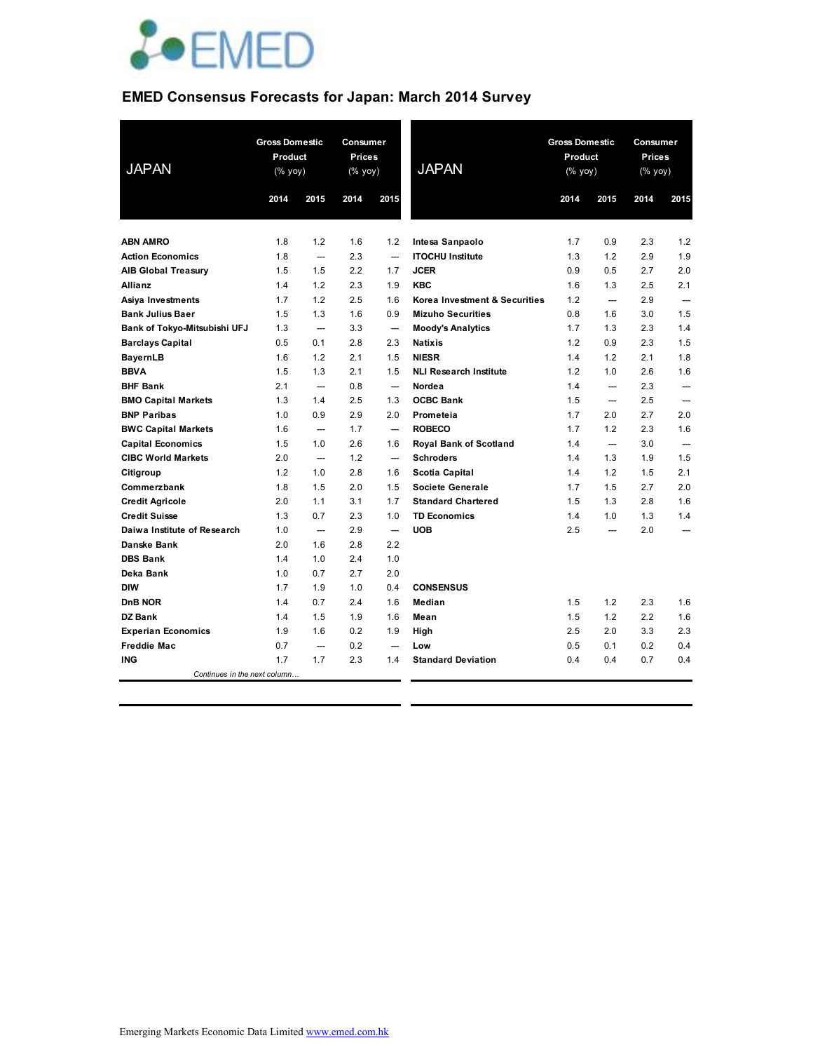EMED

# EMED Consensus Forecasts for Japan: March 2014 Survey

| JAPAN | Gross Domestic Product (% yoy) | | Consumer Prices (% yoy) | |
|---|---|---|---|---|
| | 2014 | 2015 | 2014 | 2015 |
| ABN AMRO | 1.8 | 1.2 | 1.6 | 1.2 |
| Action Economics | 1.8 | --- | 2.3 | --- |
| AIB Global Treasury | 1.5 | 1.5 | 2.2 | 1.7 |
| Allianz | 1.4 | 1.2 | 2.3 | 1.9 |
| Asiya Investments | 1.7 | 1.2 | 2.5 | 1.6 |
| Bank Julius Baer | 1.5 | 1.3 | 1.6 | 0.9 |
| Bank of Tokyo-Mitsubishi UFJ | 1.3 | --- | 3.3 | --- |
| Barclays Capital | 0.5 | 0.1 | 2.8 | 2.3 |
| BayernLB | 1.6 | 1.2 | 2.1 | 1.5 |
| BBVA | 1.5 | 1.3 | 2.1 | 1.5 |
| BHF Bank | 2.1 | --- | 0.8 | --- |
| BMO Capital Markets | 1.3 | 1.4 | 2.5 | 1.3 |
| BNP Paribas | 1.0 | 0.9 | 2.9 | 2.0 |
| BWC Capital Markets | 1.6 | --- | 1.7 | --- |
| Capital Economics | 1.5 | 1.0 | 2.6 | 1.6 |
| CIBC World Markets | 2.0 | --- | 1.2 | --- |
| Citigroup | 1.2 | 1.0 | 2.8 | 1.6 |
| Commerzbank | 1.8 | 1.5 | 2.0 | 1.5 |
| Credit Agricole | 2.0 | 1.1 | 3.1 | 1.7 |
| Credit Suisse | 1.3 | 0.7 | 2.3 | 1.0 |
| Daiwa Institute of Research | 1.0 | --- | 2.9 | --- |
| Danske Bank | 2.0 | 1.6 | 2.8 | 2.2 |
| DBS Bank | 1.4 | 1.0 | 2.4 | 1.0 |
| Deka Bank | 1.0 | 0.7 | 2.7 | 2.0 |
| DIW | 1.7 | 1.9 | 1.0 | 0.4 |
| DnB NOR | 1.4 | 0.7 | 2.4 | 1.6 |
| DZ Bank | 1.4 | 1.5 | 1.9 | 1.6 |
| Experian Economics | 1.9 | 1.6 | 0.2 | 1.9 |
| Freddie Mac | 0.7 | --- | 0.2 | --- |
| ING | 1.7 | 1.7 | 2.3 | 1.4 |
| Intesa Sanpaolo | 1.7 | 0.9 | 2.3 | 1.2 |
| ITOCHU Institute | 1.3 | 1.2 | 2.9 | 1.9 |
| JCER | 0.9 | 0.5 | 2.7 | 2.0 |
| KBC | 1.6 | 1.3 | 2.5 | 2.1 |
| Korea Investment & Securities | 1.2 | --- | 2.9 | --- |
| Mizuho Securities | 0.8 | 1.6 | 3.0 | 1.5 |
| Moody's Analytics | 1.7 | 1.3 | 2.3 | 1.4 |
| Natixis | 1.2 | 0.9 | 2.3 | 1.5 |
| NIESR | 1.4 | 1.2 | 2.1 | 1.8 |
| NLI Research Institute | 1.2 | 1.0 | 2.6 | 1.6 |
| Nordea | 1.4 | --- | 2.3 | --- |
| OCBC Bank | 1.5 | --- | 2.5 | --- |
| Prometeia | 1.7 | 2.0 | 2.7 | 2.0 |
| ROBECO | 1.7 | 1.2 | 2.3 | 1.6 |
| Royal Bank of Scotland | 1.4 | --- | 3.0 | --- |
| Schroders | 1.4 | 1.3 | 1.9 | 1.5 |
| Scotia Capital | 1.4 | 1.2 | 1.5 | 2.1 |
| Societe Generale | 1.7 | 1.5 | 2.7 | 2.0 |
| Standard Chartered | 1.5 | 1.3 | 2.8 | 1.6 |
| TD Economics | 1.4 | 1.0 | 1.3 | 1.4 |
| UOB | 2.5 | --- | 2.0 | --- |
| **CONSENSUS** | | | | |
| Median | 1.5 | 1.2 | 2.3 | 1.6 |
| Mean | 1.5 | 1.2 | 2.2 | 1.6 |
| High | 2.5 | 2.0 | 3.3 | 2.3 |
| Low | 0.5 | 0.1 | 0.2 | 0.4 |
| Standard Deviation | 0.4 | 0.4 | 0.7 | 0.4 |

Emerging Markets Economic Data Limited www.emed.com.hk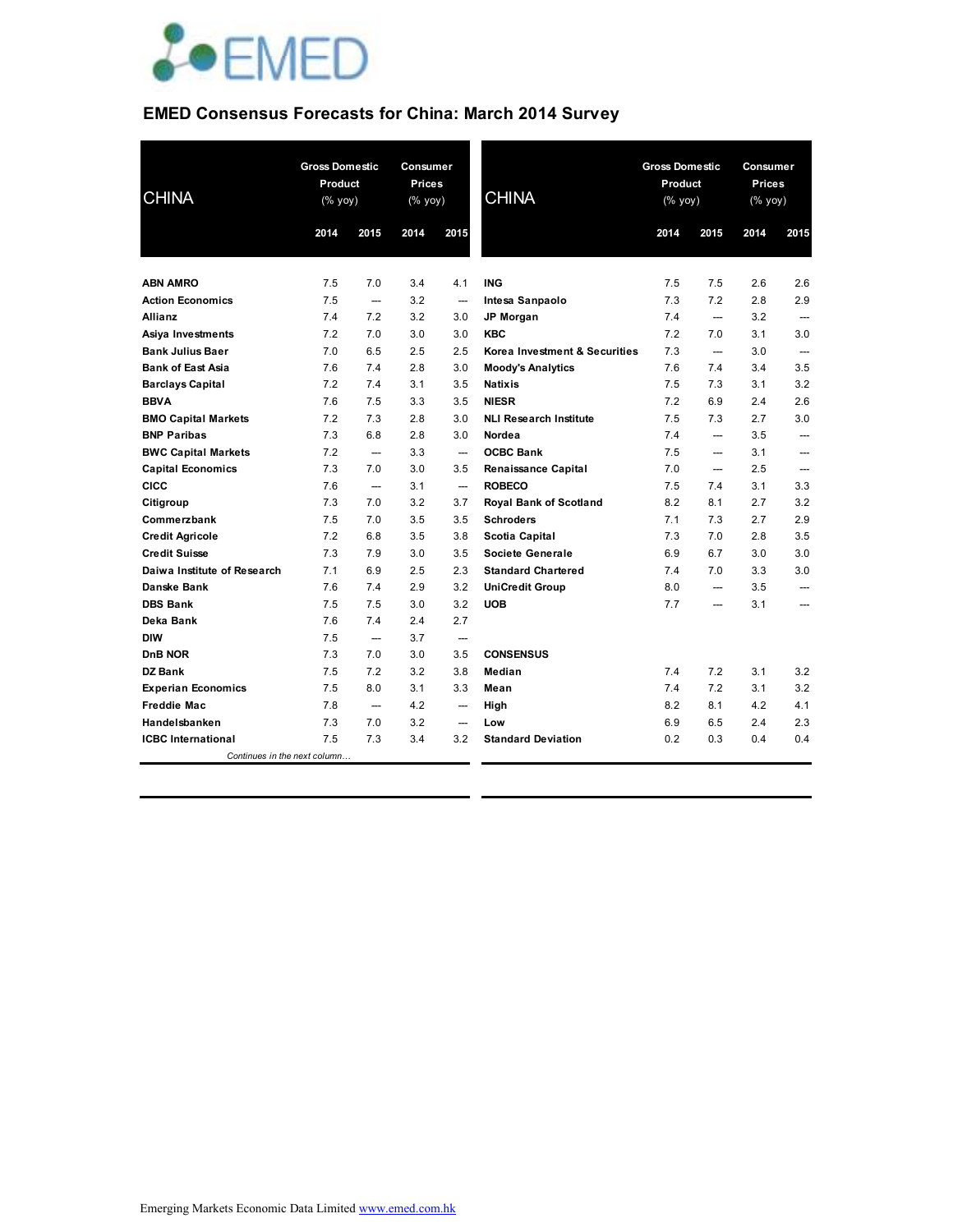# EMED Consensus Forecasts for China: March 2014 Survey

| CHINA | Gross Domestic Product (% yoy) | | Consumer Prices (% yoy) | |
|---|---|---|---|---|
| | 2014 | 2015 | 2014 | 2015 |
| **ABN AMRO** | 7.5 | 7.0 | 3.4 | 4.1 |
| **Action Economics** | 7.5 | --- | 3.2 | --- |
| **Allianz** | 7.4 | 7.2 | 3.2 | 3.0 |
| **Asiya Investments** | 7.2 | 7.0 | 3.0 | 3.0 |
| **Bank Julius Baer** | 7.0 | 6.5 | 2.5 | 2.5 |
| **Bank of East Asia** | 7.6 | 7.4 | 2.8 | 3.0 |
| **Barclays Capital** | 7.2 | 7.4 | 3.1 | 3.5 |
| **BBVA** | 7.6 | 7.5 | 3.3 | 3.5 |
| **BMO Capital Markets** | 7.2 | 7.3 | 2.8 | 3.0 |
| **BNP Paribas** | 7.3 | 6.8 | 2.8 | 3.0 |
| **BWC Capital Markets** | 7.2 | --- | 3.3 | --- |
| **Capital Economics** | 7.3 | 7.0 | 3.0 | 3.5 |
| **CICC** | 7.6 | --- | 3.1 | --- |
| **Citigroup** | 7.3 | 7.0 | 3.2 | 3.7 |
| **Commerzbank** | 7.5 | 7.0 | 3.5 | 3.5 |
| **Credit Agricole** | 7.2 | 6.8 | 3.5 | 3.8 |
| **Credit Suisse** | 7.3 | 7.9 | 3.0 | 3.5 |
| **Daiwa Institute of Research** | 7.1 | 6.9 | 2.5 | 2.3 |
| **Danske Bank** | 7.6 | 7.4 | 2.9 | 3.2 |
| **DBS Bank** | 7.5 | 7.5 | 3.0 | 3.2 |
| **Deka Bank** | 7.6 | 7.4 | 2.4 | 2.7 |
| **DIW** | 7.5 | --- | 3.7 | --- |
| **DnB NOR** | 7.3 | 7.0 | 3.0 | 3.5 |
| **DZ Bank** | 7.5 | 7.2 | 3.2 | 3.8 |
| **Experian Economics** | 7.5 | 8.0 | 3.1 | 3.3 |
| **Freddie Mac** | 7.8 | --- | 4.2 | --- |
| **Handelsbanken** | 7.3 | 7.0 | 3.2 | --- |
| **ICBC International** | 7.5 | 7.3 | 3.4 | 3.2 |
| **ING** | 7.5 | 7.5 | 2.6 | 2.6 |
| **Intesa Sanpaolo** | 7.3 | 7.2 | 2.8 | 2.9 |
| **JP Morgan** | 7.4 | --- | 3.2 | --- |
| **KBC** | 7.2 | 7.0 | 3.1 | 3.0 |
| **Korea Investment & Securities** | 7.3 | --- | 3.0 | --- |
| **Moody's Analytics** | 7.6 | 7.4 | 3.4 | 3.5 |
| **Natixis** | 7.5 | 7.3 | 3.1 | 3.2 |
| **NIESR** | 7.2 | 6.9 | 2.4 | 2.6 |
| **NLI Research Institute** | 7.5 | 7.3 | 2.7 | 3.0 |
| **Nordea** | 7.4 | --- | 3.5 | --- |
| **OCBC Bank** | 7.5 | --- | 3.1 | --- |
| **Renaissance Capital** | 7.0 | --- | 2.5 | --- |
| **ROBECO** | 7.5 | 7.4 | 3.1 | 3.3 |
| **Royal Bank of Scotland** | 8.2 | 8.1 | 2.7 | 3.2 |
| **Schroders** | 7.1 | 7.3 | 2.7 | 2.9 |
| **Scotia Capital** | 7.3 | 7.0 | 2.8 | 3.5 |
| **Societe Generale** | 6.9 | 6.7 | 3.0 | 3.0 |
| **Standard Chartered** | 7.4 | 7.0 | 3.3 | 3.0 |
| **UniCredit Group** | 8.0 | --- | 3.5 | --- |
| **UOB** | 7.7 | --- | 3.1 | --- |
| **CONSENSUS** | | | | |
| **Median** | 7.4 | 7.2 | 3.1 | 3.2 |
| **Mean** | 7.4 | 7.2 | 3.1 | 3.2 |
| **High** | 8.2 | 8.1 | 4.2 | 4.1 |
| **Low** | 6.9 | 6.5 | 2.4 | 2.3 |
| **Standard Deviation** | 0.2 | 0.3 | 0.4 | 0.4 |

*Continues in the next column…*

Emerging Markets Economic Data Limited www.emed.com.hk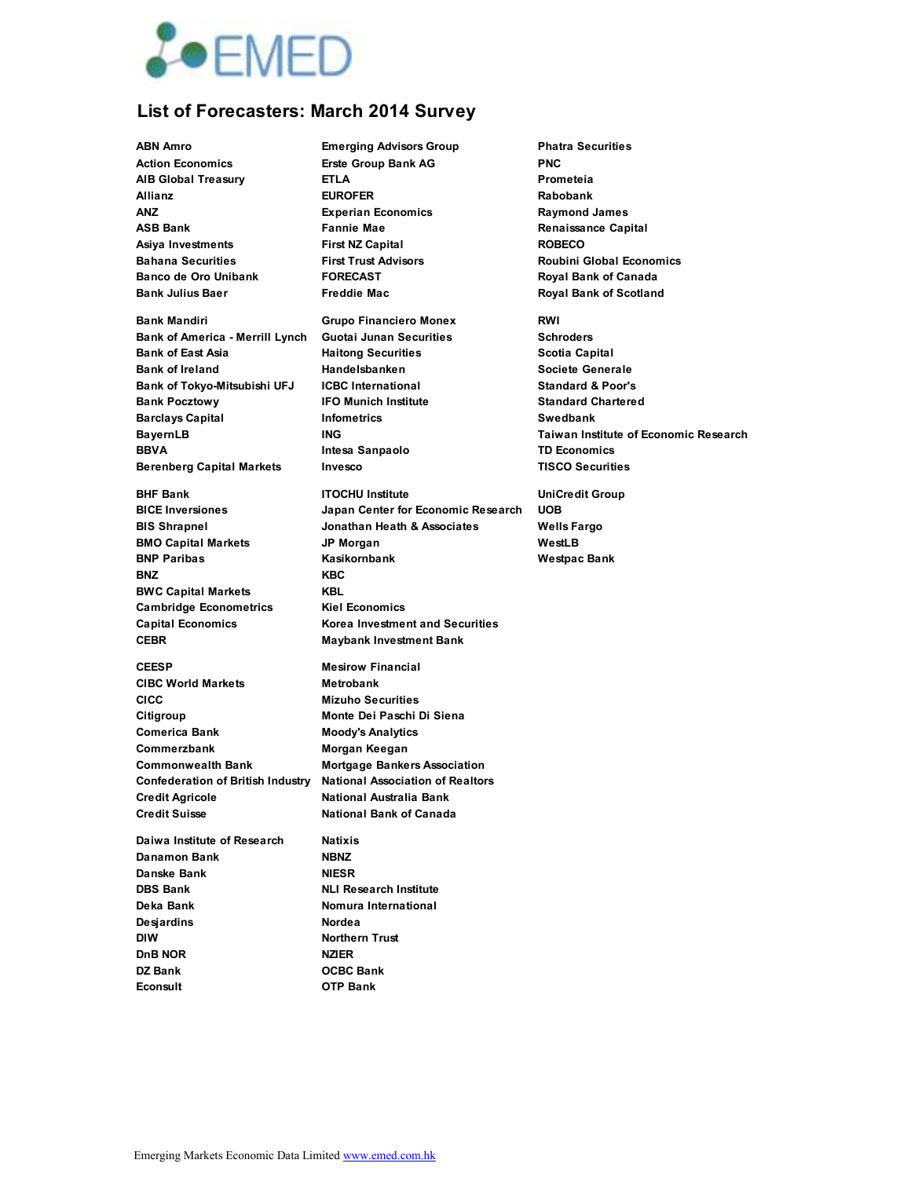# List of Forecasters: March 2014 Survey

ABN Amro
Action Economics
AIB Global Treasury
Allianz
ANZ
ASB Bank
Asiya Investments
Bahana Securities
Banco de Oro Unibank
Bank Julius Baer

Bank Mandiri
Bank of America - Merrill Lynch
Bank of East Asia
Bank of Ireland
Bank of Tokyo-Mitsubishi UFJ
Bank Pocztowy
Barclays Capital
BayernLB
BBVA
Berenberg Capital Markets

BHF Bank
BICE Inversiones
BIS Shrapnel
BMO Capital Markets
BNP Paribas
BNZ
BWC Capital Markets
Cambridge Econometrics
Capital Economics
CEBR

CEESP
CIBC World Markets
CICC
Citigroup
Comerica Bank
Commerzbank
Commonwealth Bank
Confederation of British Industry
Credit Agricole
Credit Suisse

Daiwa Institute of Research
Danamon Bank
Danske Bank
DBS Bank
Deka Bank
Desjardins
DIW
DnB NOR
DZ Bank
Econsult

Emerging Advisors Group
Erste Group Bank AG
ETLA
EUROFER
Experian Economics
Fannie Mae
First NZ Capital
First Trust Advisors
FORECAST
Freddie Mac

Grupo Financiero Monex
Guotai Junan Securities
Haitong Securities
Handelsbanken
ICBC International
IFO Munich Institute
Infometrics
ING
Intesa Sanpaolo
Invesco

ITOCHU Institute
Japan Center for Economic Research
Jonathan Heath & Associates
JP Morgan
Kasikornbank
KBC
KBL
Kiel Economics
Korea Investment and Securities
Maybank Investment Bank

Mesirow Financial
Metrobank
Mizuho Securities
Monte Dei Paschi Di Siena
Moody's Analytics
Morgan Keegan
Mortgage Bankers Association
National Association of Realtors
National Australia Bank
National Bank of Canada

Natixis
NBNZ
NIESR
NLI Research Institute
Nomura International
Nordea
Northern Trust
NZIER
OCBC Bank
OTP Bank

Phatra Securities
PNC
Prometeia
Rabobank
Raymond James
Renaissance Capital
ROBECO
Roubini Global Economics
Royal Bank of Canada
Royal Bank of Scotland

RWI
Schroders
Scotia Capital
Societe Generale
Standard & Poor's
Standard Chartered
Swedbank
Taiwan Institute of Economic Research
TD Economics
TISCO Securities

UniCredit Group
UOB
Wells Fargo
WestLB
Westpac Bank

Emerging Markets Economic Data Limited www.emed.com.hk